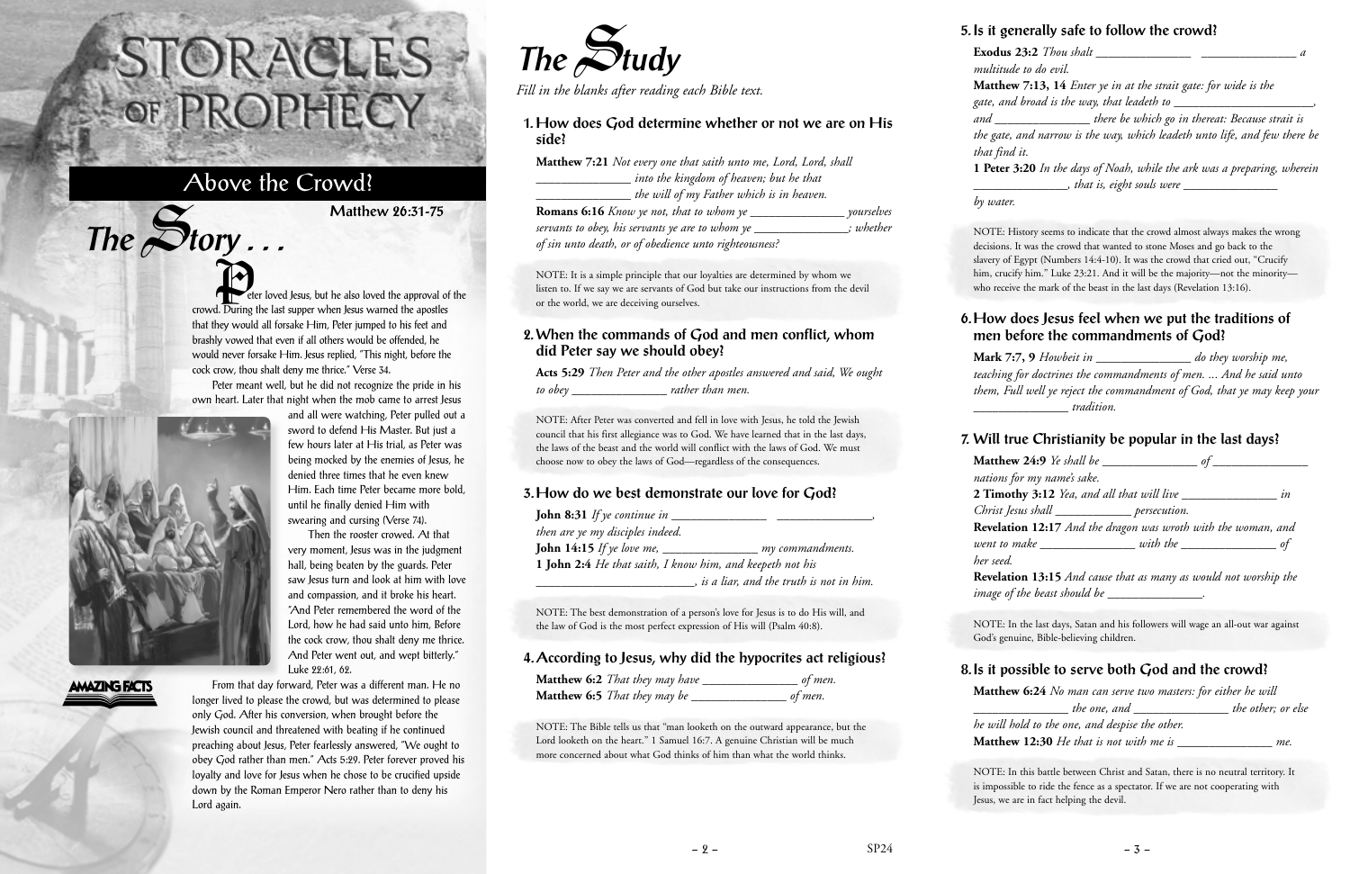# STORACLES OF PROPHECY

## Above the Crowd?

**Matthew 26:31-75**

## The Story . . .

Peter loved Jesus, but he also loved the approval of the crowd. During the last supper when Jesus warned the apostles that they would all forsake Him, Peter jumped to his feet and brashly vowed that even if all others would be offended, he would never forsake Him. Jesus replied, "This night, before the cock crow, thou shalt deny me thrice." Verse 34.

Peter meant well, but he did not recognize the pride in his own heart. Later that night when the mob came to arrest Jesus and all were watching, Peter pulled out a sword to defend His Master. But just a few hours later at His trial, as Peter was being mocked by the enemies of Jesus, he denied three times that he even knew Him. Each time Peter became more bold, until he finally denied Him with swearing and cursing (Verse 74).

Then the rooster crowed. At that very moment, Jesus was in the judgment hall, being beaten by the guards. Peter saw Jesus turn and look at him with love and compassion, and it broke his heart. "And Peter remembered the word of the Lord, how he had said unto him, Before the cock crow, thou shalt deny me thrice. And Peter went out, and wept bitterly." Luke 22:61, 62.

From that day forward, Peter was a different man. He no longer lived to please the crowd, but was determined to please only God. After his conversion, when brought before the Jewish council and threatened with beating if he continued preaching about Jesus, Peter fearlessly answered, "We ought to obey God rather than men." Acts 5:29. Peter forever proved his loyalty and love for Jesus when he chose to be crucified upside down by the Roman Emperor Nero rather than to deny his Lord again.

AMAZING FACTS

## The Study

*Fill in the blanks after reading each Bible text.*

### 1. How does God determine whether or not we are on His side?

**Matthew 7:21** *Not every one that saith unto me, Lord, Lord, shall _______________ into the kingdom of heaven; but he that _______________ the will of my Father which is in heaven.*

**Romans 6:16** *Know ye not, that to whom ye _______________ yourselves servants to obey, his servants ye are to whom ye _______________; whether of sin unto death, or of obedience unto righteousness?*

NOTE: It is a simple principle that our loyalties are determined by whom we listen to. If we say we are servants of God but take our instructions from the devil or the world, we are deceiving ourselves.

### 2. When the commands of God and men conflict, whom did Peter say we should obey?

**Acts 5:29** *Then Peter and the other apostles answered and said, We ought to obey _______________ rather than men.*

NOTE: After Peter was converted and fell in love with Jesus, he told the Jewish council that his first allegiance was to God. We have learned that in the last days, the laws of the beast and the world will conflict with the laws of God. We must choose now to obey the laws of God—regardless of the consequences.

### 3. How do we best demonstrate our love for God?

**John 8:31** *If ye continue in _______________ _______________, then are ye my disciples indeed.*

**John 14:15** *If ye love me, _______________ my commandments.*

**1 John 2:4** *He that saith, I know him, and keepeth not his _______________________, is a liar, and the truth is not in him.*

NOTE: The best demonstration of a person's love for Jesus is to do His will, and the law of God is the most perfect expression of His will (Psalm 40:8).

### 4. According to Jesus, why did the hypocrites act religious?

**Matthew 6:2** *That they may have _______________ of men.*

**Matthew 6:5** *That they may be _______________ of men.*

NOTE: The Bible tells us that "man looketh on the outward appearance, but the Lord looketh on the heart." 1 Samuel 16:7. A genuine Christian will be much more concerned about what God thinks of him than what the world thinks.

### 5. Is it generally safe to follow the crowd?

**Exodus 23:2** *Thou shalt _______________ _______________ a multitude to do evil.*

**Matthew 7:13, 14** *Enter ye in at the strait gate: for wide is the gate, and broad is the way, that leadeth to _______________________, and _______________ there be which go in thereat: Because strait is the gate, and narrow is the way, which leadeth unto life, and few there be that find it.*

**1 Peter 3:20** *In the days of Noah, while the ark was a preparing, wherein _______________, that is, eight souls were _______________ by water.*

NOTE: History seems to indicate that the crowd almost always makes the wrong decisions. It was the crowd that wanted to stone Moses and go back to the slavery of Egypt (Numbers 14:4-10). It was the crowd that cried out, "Crucify him, crucify him." Luke 23:21. And it will be the majority—not the minority—who receive the mark of the beast in the last days (Revelation 13:16).

### 6. How does Jesus feel when we put the traditions of men before the commandments of God?

**Mark 7:7, 9** *Howbeit in _______________ do they worship me, teaching for doctrines the commandments of men. ... And he said unto them, Full well ye reject the commandment of God, that ye may keep your _______________ tradition.*

### 7. Will true Christianity be popular in the last days?

**Matthew 24:9** *Ye shall be _______________ of _______________ nations for my name's sake.*

**2 Timothy 3:12** *Yea, and all that will live _______________ in Christ Jesus shall ____________ persecution.*

**Revelation 12:17** *And the dragon was wroth with the woman, and went to make _______________ with the _______________ of her seed.*

**Revelation 13:15** *And cause that as many as would not worship the image of the beast should be _______________.*

NOTE: In the last days, Satan and his followers will wage an all-out war against God's genuine, Bible-believing children.

### 8. Is it possible to serve both God and the crowd?

**Matthew 6:24** *No man can serve two masters: for either he will _______________ the one, and _______________ the other; or else he will hold to the one, and despise the other.*

**Matthew 12:30** *He that is not with me is _______________ me.*

NOTE: In this battle between Christ and Satan, there is no neutral territory. It is impossible to ride the fence as a spectator. If we are not cooperating with Jesus, we are in fact helping the devil.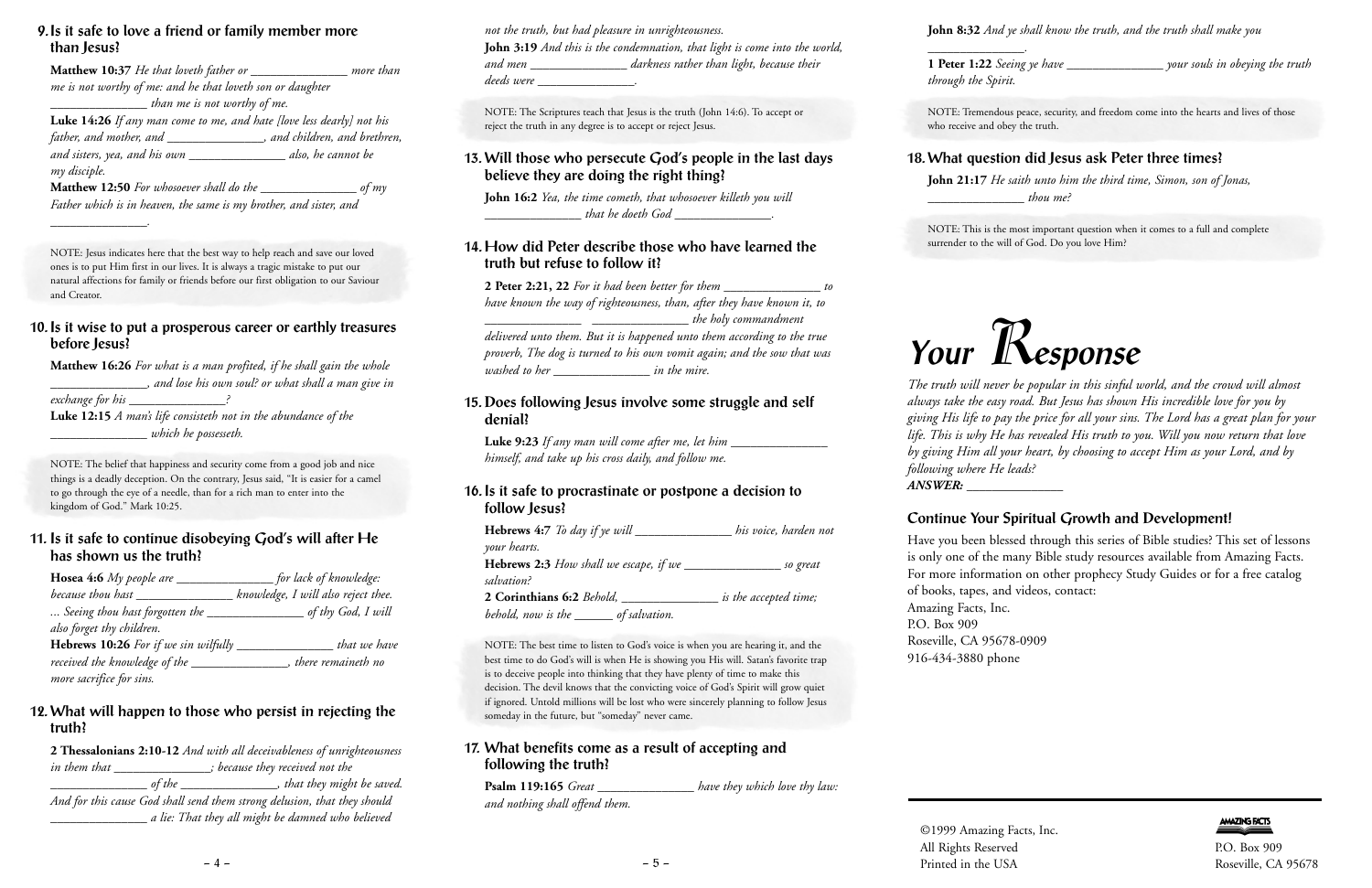## 9. Is it safe to love a friend or family member more than Jesus?

**Matthew 10:37** *He that loveth father or _______________ more than me is not worthy of me: and he that loveth son or daughter _______________ than me is not worthy of me.*

**Luke 14:26** *If any man come to me, and hate [love less dearly] not his father, and mother, and _______________, and children, and brethren, and sisters, yea, and his own _______________ also, he cannot be my disciple.*

**Matthew 12:50** *For whosoever shall do the _______________ of my Father which is in heaven, the same is my brother, and sister, and _______________.*

NOTE: Jesus indicates here that the best way to help reach and save our loved ones is to put Him first in our lives. It is always a tragic mistake to put our natural affections for family or friends before our first obligation to our Saviour and Creator.

## 10. Is it wise to put a prosperous career or earthly treasures before Jesus?

**Matthew 16:26** *For what is a man profited, if he shall gain the whole _______________, and lose his own soul? or what shall a man give in exchange for his _______________?*

**Luke 12:15** *A man's life consisteth not in the abundance of the _______________ which he possesseth.*

NOTE: The belief that happiness and security come from a good job and nice things is a deadly deception. On the contrary, Jesus said, "It is easier for a camel to go through the eye of a needle, than for a rich man to enter into the kingdom of God." Mark 10:25.

## 11. Is it safe to continue disobeying God's will after He has shown us the truth?

**Hosea 4:6** *My people are _______________ for lack of knowledge: because thou hast _______________ knowledge, I will also reject thee. ... Seeing thou hast forgotten the _______________ of thy God, I will also forget thy children.*

**Hebrews 10:26** *For if we sin wilfully _______________ that we have received the knowledge of the _______________, there remaineth no more sacrifice for sins.*

## 12. What will happen to those who persist in rejecting the truth?

**2 Thessalonians 2:10-12** *And with all deceivableness of unrighteousness in them that _______________; because they received not the _______________ of the _______________, that they might be saved. And for this cause God shall send them strong delusion, that they should _______________ a lie: That they all might be damned who believed not the truth, but had pleasure in unrighteousness.*

**John 3:19** *And this is the condemnation, that light is come into the world, and men _______________ darkness rather than light, because their deeds were _______________.*

NOTE: The Scriptures teach that Jesus is the truth (John 14:6). To accept or reject the truth in any degree is to accept or reject Jesus.

## 13. Will those who persecute God's people in the last days believe they are doing the right thing?

**John 16:2** *Yea, the time cometh, that whosoever killeth you will _______________ that he doeth God _______________.*

## 14. How did Peter describe those who have learned the truth but refuse to follow it?

**2 Peter 2:21, 22** *For it had been better for them _______________ to have known the way of righteousness, than, after they have known it, to _______________ _______________ the holy commandment delivered unto them. But it is happened unto them according to the true proverb, The dog is turned to his own vomit again; and the sow that was washed to her _______________ in the mire.*

## 15. Does following Jesus involve some struggle and self denial?

**Luke 9:23** *If any man will come after me, let him _______________ himself, and take up his cross daily, and follow me.*

## 16. Is it safe to procrastinate or postpone a decision to follow Jesus?

**Hebrews 4:7** *To day if ye will _______________ his voice, harden not your hearts.*

**Hebrews 2:3** *How shall we escape, if we _______________ so great salvation?*

**2 Corinthians 6:2** *Behold, _______________ is the accepted time; behold, now is the ______ of salvation.*

NOTE: The best time to listen to God's voice is when you are hearing it, and the best time to do God's will is when He is showing you His will. Satan's favorite trap is to deceive people into thinking that they have plenty of time to make this decision. The devil knows that the convicting voice of God's Spirit will grow quiet if ignored. Untold millions will be lost who were sincerely planning to follow Jesus someday in the future, but "someday" never came.

## 17. What benefits come as a result of accepting and following the truth?

**Psalm 119:165** *Great _______________ have they which love thy law: and nothing shall offend them.*

**John 8:32** *And ye shall know the truth, and the truth shall make you _______________.*

**1 Peter 1:22** *Seeing ye have _______________ your souls in obeying the truth through the Spirit.*

NOTE: Tremendous peace, security, and freedom come into the hearts and lives of those who receive and obey the truth.

## 18. What question did Jesus ask Peter three times?

**John 21:17** *He saith unto him the third time, Simon, son of Jonas, _______________ thou me?*

NOTE: This is the most important question when it comes to a full and complete surrender to the will of God. Do you love Him?

# *Your Response*

*The truth will never be popular in this sinful world, and the crowd will almost always take the easy road. But Jesus has shown His incredible love for you by giving His life to pay the price for all your sins. The Lord has a great plan for your life. This is why He has revealed His truth to you. Will you now return that love by giving Him all your heart, by choosing to accept Him as your Lord, and by following where He leads?*

***ANSWER:*** _______________

## Continue Your Spiritual Growth and Development!

Have you been blessed through this series of Bible studies? This set of lessons is only one of the many Bible study resources available from Amazing Facts. For more information on other prophecy Study Guides or for a free catalog of books, tapes, and videos, contact:

Amazing Facts, Inc.
P.O. Box 909
Roseville, CA 95678-0909
916-434-3880 phone

©1999 Amazing Facts, Inc.
All Rights Reserved
Printed in the USA

AMAZING FACTS
P.O. Box 909
Roseville, CA 95678